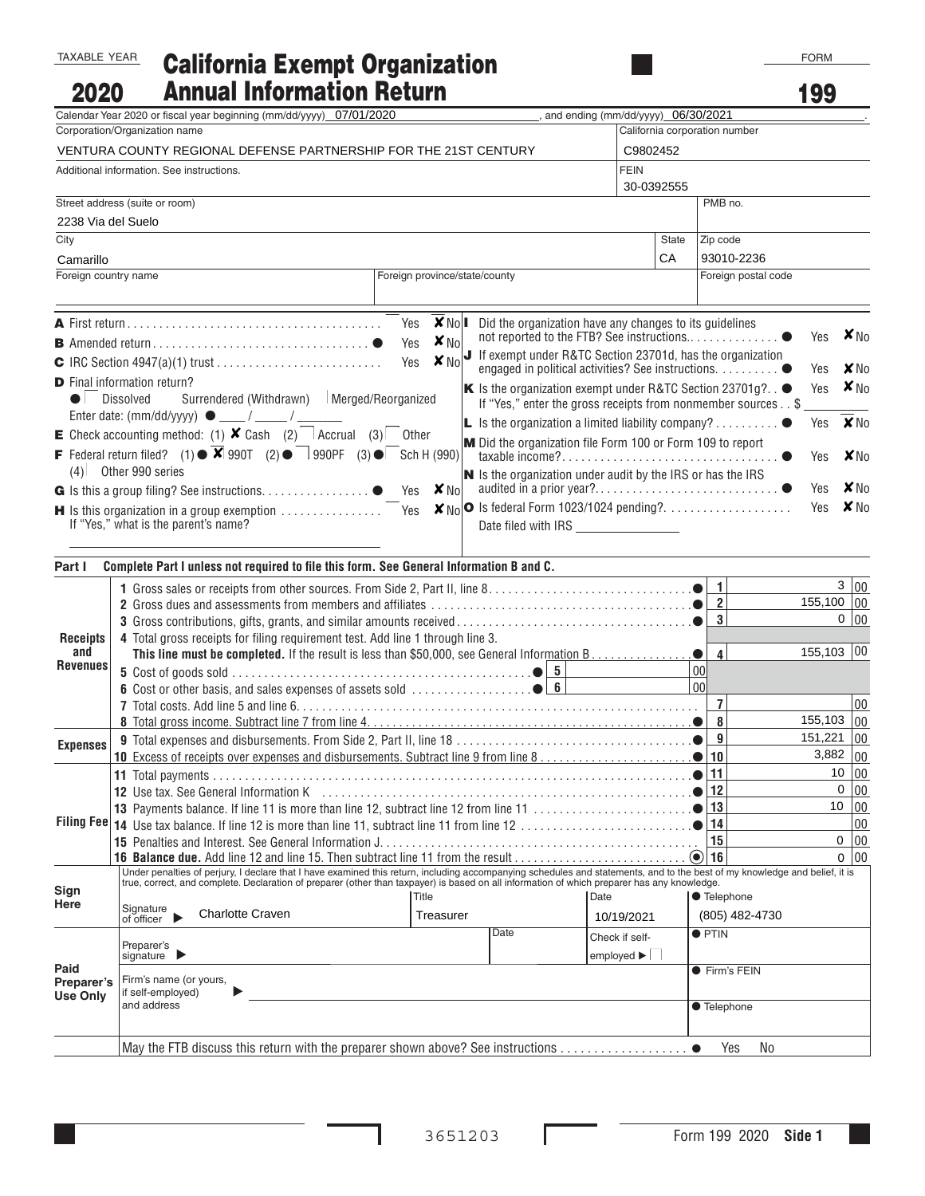TAXABLE YEAR

# 2020 California Exempt Organization Annual Information Return

FORM **199**

Calendar Year 2020 or fiscal year beginning (mm/dd/yyyy) 07/01/2020, and ending (mm/dd/yyyy) 06/30/2021.

| | |
|---|---|
| Corporation/Organization name: VENTURA COUNTY REGIONAL DEFENSE PARTNERSHIP FOR THE 21ST CENTURY | California corporation number: C9802452 |
| Additional information. See instructions. | FEIN: 30-0392555 |
| Street address (suite or room): 2238 Via del Suelo | PMB no. |
| City: Camarillo | State: CA — Zip code: 93010-2236 |
| Foreign country name | Foreign province/state/county — Foreign postal code |

**A** First return . . . . . Yes ✘ No

**B** Amended return . . . . . ● Yes ✘ No

**C** IRC Section 4947(a)(1) trust . . . . . Yes ✘ No

**D** Final information return?
● Dissolved   Surrendered (Withdrawn)   Merged/Reorganized
Enter date: (mm/dd/yyyy) ● ____ / _____ / ______

**E** Check accounting method: (1) ✘ Cash (2) Accrual (3) Other

**F** Federal return filed? (1) ● ✘ 990T (2) ● 990PF (3) ● Sch H (990) (4) Other 990 series

**G** Is this a group filing? See instructions. . . . . ● Yes ✘ No

**H** Is this organization in a group exemption . . . . . Yes ✘ No
If "Yes," what is the parent's name?

**I** Did the organization have any changes to its guidelines not reported to the FTB? See instructions. . . . . ● Yes ✘ No

**J** If exempt under R&TC Section 23701d, has the organization engaged in political activities? See instructions. . . . . ● Yes ✘ No

**K** Is the organization exempt under R&TC Section 23701g? . . ● Yes ✘ No
If "Yes," enter the gross receipts from nonmember sources . . $

**L** Is the organization a limited liability company? . . . . . ● Yes ✘ No

**M** Did the organization file Form 100 or Form 109 to report taxable income? . . . . . ● Yes ✘ No

**N** Is the organization under audit by the IRS or has the IRS audited in a prior year? . . . . . ● Yes ✘ No

**O** Is federal Form 1023/1024 pending? . . . . . Yes ✘ No
Date filed with IRS ______

## Part I Complete Part I unless not required to file this form. See General Information B and C.

| Section | Line | Description | | Amount |
|---|---|---|---|---|
| Receipts and Revenues | 1 | Gross sales or receipts from other sources. From Side 2, Part II, line 8 | | 3 00 |
| | 2 | Gross dues and assessments from members and affiliates | | 155,100 00 |
| | 3 | Gross contributions, gifts, grants, and similar amounts received | | 0 00 |
| | 4 | Total gross receipts for filing requirement test. Add line 1 through line 3. **This line must be completed.** If the result is less than $50,000, see General Information B | | 155,103 00 |
| | 5 | Cost of goods sold | 00 | |
| | 6 | Cost or other basis, and sales expenses of assets sold | 00 | |
| | 7 | Total costs. Add line 5 and line 6 | | 00 |
| | 8 | Total gross income. Subtract line 7 from line 4 | | 155,103 00 |
| Expenses | 9 | Total expenses and disbursements. From Side 2, Part II, line 18 | | 151,221 00 |
| | 10 | Excess of receipts over expenses and disbursements. Subtract line 9 from line 8 | | 3,882 00 |
| Filing Fee | 11 | Total payments | | 10 00 |
| | 12 | Use tax. See General Information K | | 0 00 |
| | 13 | Payments balance. If line 11 is more than line 12, subtract line 12 from line 11 | | 10 00 |
| | 14 | Use tax balance. If line 12 is more than line 11, subtract line 11 from line 12 | | 00 |
| | 15 | Penalties and Interest. See General Information J | | 0 00 |
| | 16 | **Balance due.** Add line 12 and line 15. Then subtract line 11 from the result | | 0 00 |

Under penalties of perjury, I declare that I have examined this return, including accompanying schedules and statements, and to the best of my knowledge and belief, it is true, correct, and complete. Declaration of preparer (other than taxpayer) is based on all information of which preparer has any knowledge.

**Sign Here**

| Signature of officer | Title | Date | Telephone |
|---|---|---|---|
| Charlotte Craven | Treasurer | 10/19/2021 | (805) 482-4730 |

**Paid Preparer's Use Only**

| | | |
|---|---|---|
| Preparer's signature | Date | Check if self-employed ▶ — PTIN |
| Firm's name (or yours, if self-employed) and address | | Firm's FEIN |
| | | Telephone |

May the FTB discuss this return with the preparer shown above? See instructions . . . . . ● Yes No

3651203

Form 199 2020 Side 1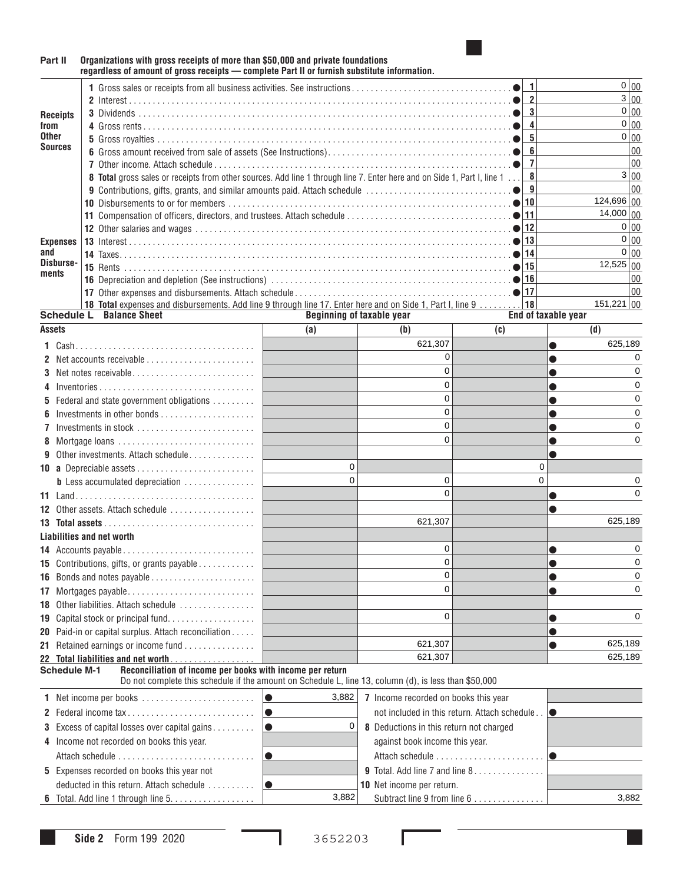**Part II** **Organizations with gross receipts of more than $50,000 and private foundations regardless of amount of gross receipts — complete Part II or furnish substitute information.**

| | | Line | Amount |
|---|---|---|---|
| **Receipts from Other Sources** | 1 Gross sales or receipts from all business activities. See instructions | 1 | 0 00 |
| | 2 Interest | 2 | 3 00 |
| | 3 Dividends | 3 | 0 00 |
| | 4 Gross rents | 4 | 0 00 |
| | 5 Gross royalties | 5 | 0 00 |
| | 6 Gross amount received from sale of assets (See Instructions) | 6 | 00 |
| | 7 Other income. Attach schedule | 7 | 00 |
| | 8 **Total** gross sales or receipts from other sources. Add line 1 through line 7. Enter here and on Side 1, Part I, line 1 | 8 | 3 00 |
| **Expenses and Disbursements** | 9 Contributions, gifts, grants, and similar amounts paid. Attach schedule | 9 | 00 |
| | 10 Disbursements to or for members | 10 | 124,696 00 |
| | 11 Compensation of officers, directors, and trustees. Attach schedule | 11 | 14,000 00 |
| | 12 Other salaries and wages | 12 | 0 00 |
| | 13 Interest | 13 | 0 00 |
| | 14 Taxes | 14 | 0 00 |
| | 15 Rents | 15 | 12,525 00 |
| | 16 Depreciation and depletion (See instructions) | 16 | 00 |
| | 17 Other expenses and disbursements. Attach schedule | 17 | 00 |
| | 18 **Total** expenses and disbursements. Add line 9 through line 17. Enter here and on Side 1, Part I, line 9 | 18 | 151,221 00 |

**Schedule L Balance Sheet**

| | Beginning of taxable year (a) | (b) | End of taxable year (c) | (d) |
|---|---|---|---|---|
| **Assets** | | | | |
| 1 Cash | | 621,307 | | 625,189 |
| 2 Net accounts receivable | | 0 | | 0 |
| 3 Net notes receivable | | 0 | | 0 |
| 4 Inventories | | 0 | | 0 |
| 5 Federal and state government obligations | | 0 | | 0 |
| 6 Investments in other bonds | | 0 | | 0 |
| 7 Investments in stock | | 0 | | 0 |
| 8 Mortgage loans | | 0 | | 0 |
| 9 Other investments. Attach schedule | | | | |
| 10 a Depreciable assets | 0 | | 0 | |
| b Less accumulated depreciation | 0 | 0 | 0 | 0 |
| 11 Land | | 0 | | 0 |
| 12 Other assets. Attach schedule | | | | |
| 13 **Total assets** | | 621,307 | | 625,189 |
| **Liabilities and net worth** | | | | |
| 14 Accounts payable | | 0 | | 0 |
| 15 Contributions, gifts, or grants payable | | 0 | | 0 |
| 16 Bonds and notes payable | | 0 | | 0 |
| 17 Mortgages payable | | 0 | | 0 |
| 18 Other liabilities. Attach schedule | | | | |
| 19 Capital stock or principal fund | | 0 | | 0 |
| 20 Paid-in or capital surplus. Attach reconciliation | | | | |
| 21 Retained earnings or income fund | | 621,307 | | 625,189 |
| 22 **Total liabilities and net worth** | | 621,307 | | 625,189 |

**Schedule M-1** **Reconciliation of income per books with income per return**
Do not complete this schedule if the amount on Schedule L, line 13, column (d), is less than $50,000

| | | | |
|---|---|---|---|
| 1 Net income per books | 3,882 | 7 Income recorded on books this year not included in this return. Attach schedule | |
| 2 Federal income tax | | | |
| 3 Excess of capital losses over capital gains | 0 | 8 Deductions in this return not charged against book income this year. Attach schedule | |
| 4 Income not recorded on books this year. Attach schedule | | | |
| 5 Expenses recorded on books this year not deducted in this return. Attach schedule | | 9 Total. Add line 7 and line 8 | |
| 6 Total. Add line 1 through line 5 | 3,882 | 10 Net income per return. Subtract line 9 from line 6 | 3,882 |

Side 2 Form 199 2020

3652203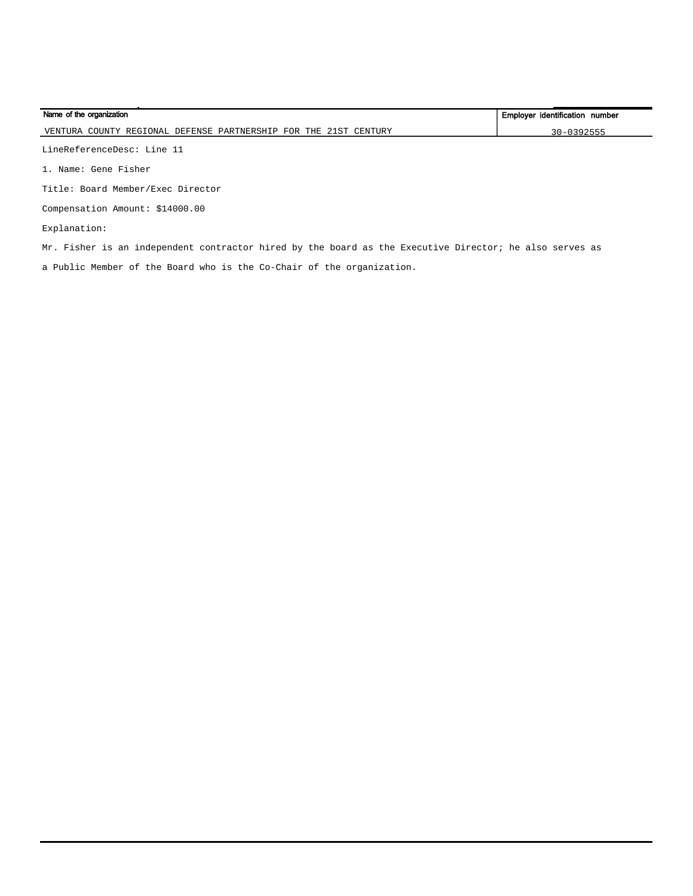| Name of the organization | Employer identification number |
| --- | --- |
| VENTURA COUNTY REGIONAL DEFENSE PARTNERSHIP FOR THE 21ST CENTURY | 30-0392555 |

LineReferenceDesc: Line 11

1. Name: Gene Fisher

Title: Board Member/Exec Director

Compensation Amount: $14000.00

Explanation:

Mr. Fisher is an independent contractor hired by the board as the Executive Director; he also serves as a Public Member of the Board who is the Co-Chair of the organization.